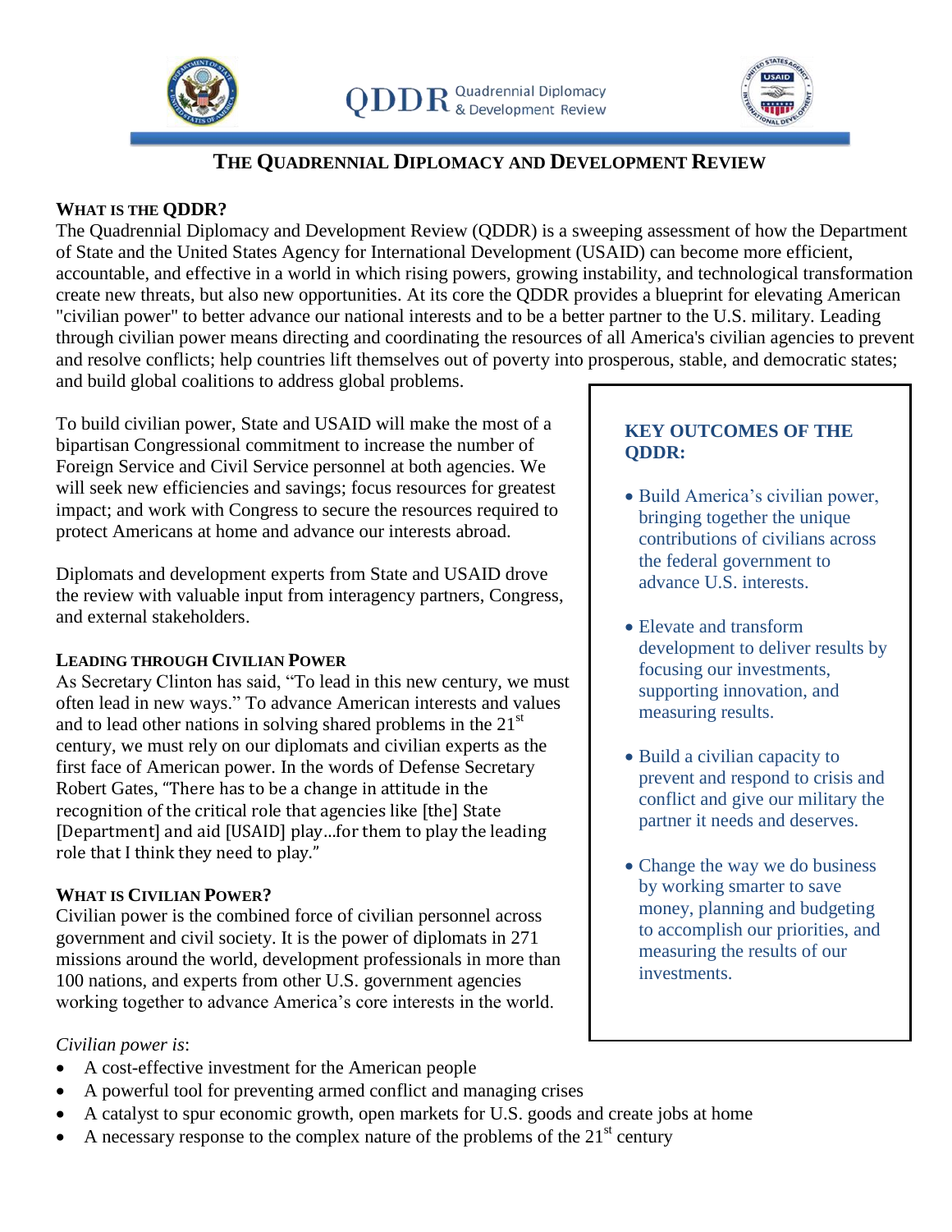# THE QUADRENNIAL DIPLOMACY AND DEVELOPMENT REVIEW

## WHAT IS THE QDDR?

The Quadrennial Diplomacy and Development Review (QDDR) is a sweeping assessment of how the Department of State and the United States Agency for International Development (USAID) can become more efficient, accountable, and effective in a world in which rising powers, growing instability, and technological transformation create new threats, but also new opportunities. At its core the QDDR provides a blueprint for elevating American "civilian power" to better advance our national interests and to be a better partner to the U.S. military. Leading through civilian power means directing and coordinating the resources of all America's civilian agencies to prevent and resolve conflicts; help countries lift themselves out of poverty into prosperous, stable, and democratic states; and build global coalitions to address global problems.

To build civilian power, State and USAID will make the most of a bipartisan Congressional commitment to increase the number of Foreign Service and Civil Service personnel at both agencies. We will seek new efficiencies and savings; focus resources for greatest impact; and work with Congress to secure the resources required to protect Americans at home and advance our interests abroad.

Diplomats and development experts from State and USAID drove the review with valuable input from interagency partners, Congress, and external stakeholders.

## LEADING THROUGH CIVILIAN POWER

As Secretary Clinton has said, "To lead in this new century, we must often lead in new ways." To advance American interests and values and to lead other nations in solving shared problems in the 21st century, we must rely on our diplomats and civilian experts as the first face of American power. In the words of Defense Secretary Robert Gates, "There has to be a change in attitude in the recognition of the critical role that agencies like [the] State [Department] and aid [USAID] play…for them to play the leading role that I think they need to play."

## WHAT IS CIVILIAN POWER?

Civilian power is the combined force of civilian personnel across government and civil society. It is the power of diplomats in 271 missions around the world, development professionals in more than 100 nations, and experts from other U.S. government agencies working together to advance America's core interests in the world.

*Civilian power is*:

- A cost-effective investment for the American people
- A powerful tool for preventing armed conflict and managing crises
- A catalyst to spur economic growth, open markets for U.S. goods and create jobs at home
- A necessary response to the complex nature of the problems of the 21st century

## KEY OUTCOMES OF THE QDDR:

- Build America's civilian power, bringing together the unique contributions of civilians across the federal government to advance U.S. interests.
- Elevate and transform development to deliver results by focusing our investments, supporting innovation, and measuring results.
- Build a civilian capacity to prevent and respond to crisis and conflict and give our military the partner it needs and deserves.
- Change the way we do business by working smarter to save money, planning and budgeting to accomplish our priorities, and measuring the results of our investments.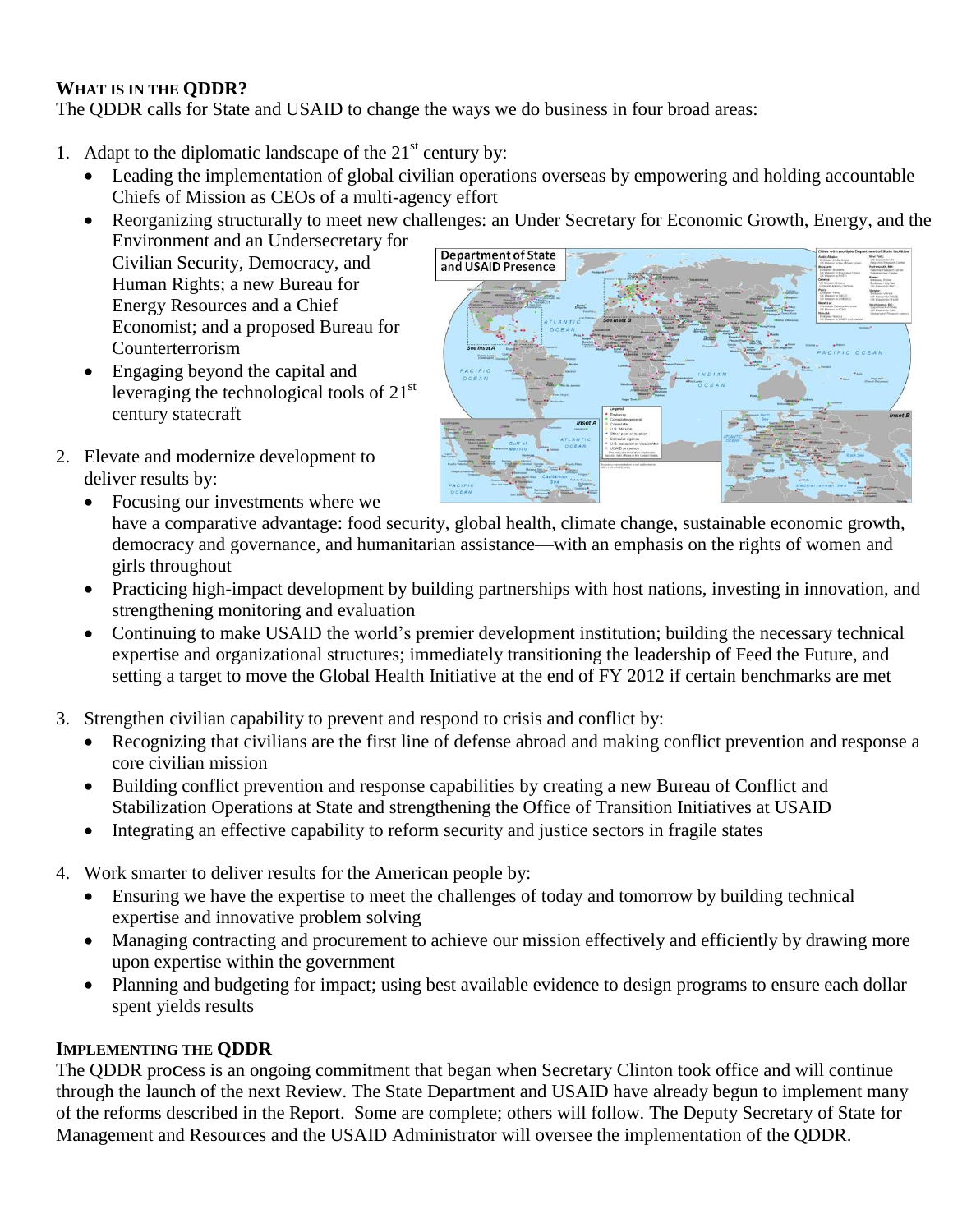## WHAT IS IN THE QDDR?

The QDDR calls for State and USAID to change the ways we do business in four broad areas:

1. Adapt to the diplomatic landscape of the 21st century by:
   - Leading the implementation of global civilian operations overseas by empowering and holding accountable Chiefs of Mission as CEOs of a multi-agency effort
   - Reorganizing structurally to meet new challenges: an Under Secretary for Economic Growth, Energy, and the Environment and an Undersecretary for Civilian Security, Democracy, and Human Rights; a new Bureau for Energy Resources and a Chief Economist; and a proposed Bureau for Counterterrorism
   - Engaging beyond the capital and leveraging the technological tools of 21st century statecraft

2. Elevate and modernize development to deliver results by:
   - Focusing our investments where we have a comparative advantage: food security, global health, climate change, sustainable economic growth, democracy and governance, and humanitarian assistance—with an emphasis on the rights of women and girls throughout
   - Practicing high-impact development by building partnerships with host nations, investing in innovation, and strengthening monitoring and evaluation
   - Continuing to make USAID the world's premier development institution; building the necessary technical expertise and organizational structures; immediately transitioning the leadership of Feed the Future, and setting a target to move the Global Health Initiative at the end of FY 2012 if certain benchmarks are met

3. Strengthen civilian capability to prevent and respond to crisis and conflict by:
   - Recognizing that civilians are the first line of defense abroad and making conflict prevention and response a core civilian mission
   - Building conflict prevention and response capabilities by creating a new Bureau of Conflict and Stabilization Operations at State and strengthening the Office of Transition Initiatives at USAID
   - Integrating an effective capability to reform security and justice sectors in fragile states

4. Work smarter to deliver results for the American people by:
   - Ensuring we have the expertise to meet the challenges of today and tomorrow by building technical expertise and innovative problem solving
   - Managing contracting and procurement to achieve our mission effectively and efficiently by drawing more upon expertise within the government
   - Planning and budgeting for impact; using best available evidence to design programs to ensure each dollar spent yields results

Department of State and USAID Presence

## IMPLEMENTING THE QDDR

The QDDR process is an ongoing commitment that began when Secretary Clinton took office and will continue through the launch of the next Review. The State Department and USAID have already begun to implement many of the reforms described in the Report. Some are complete; others will follow. The Deputy Secretary of State for Management and Resources and the USAID Administrator will oversee the implementation of the QDDR.